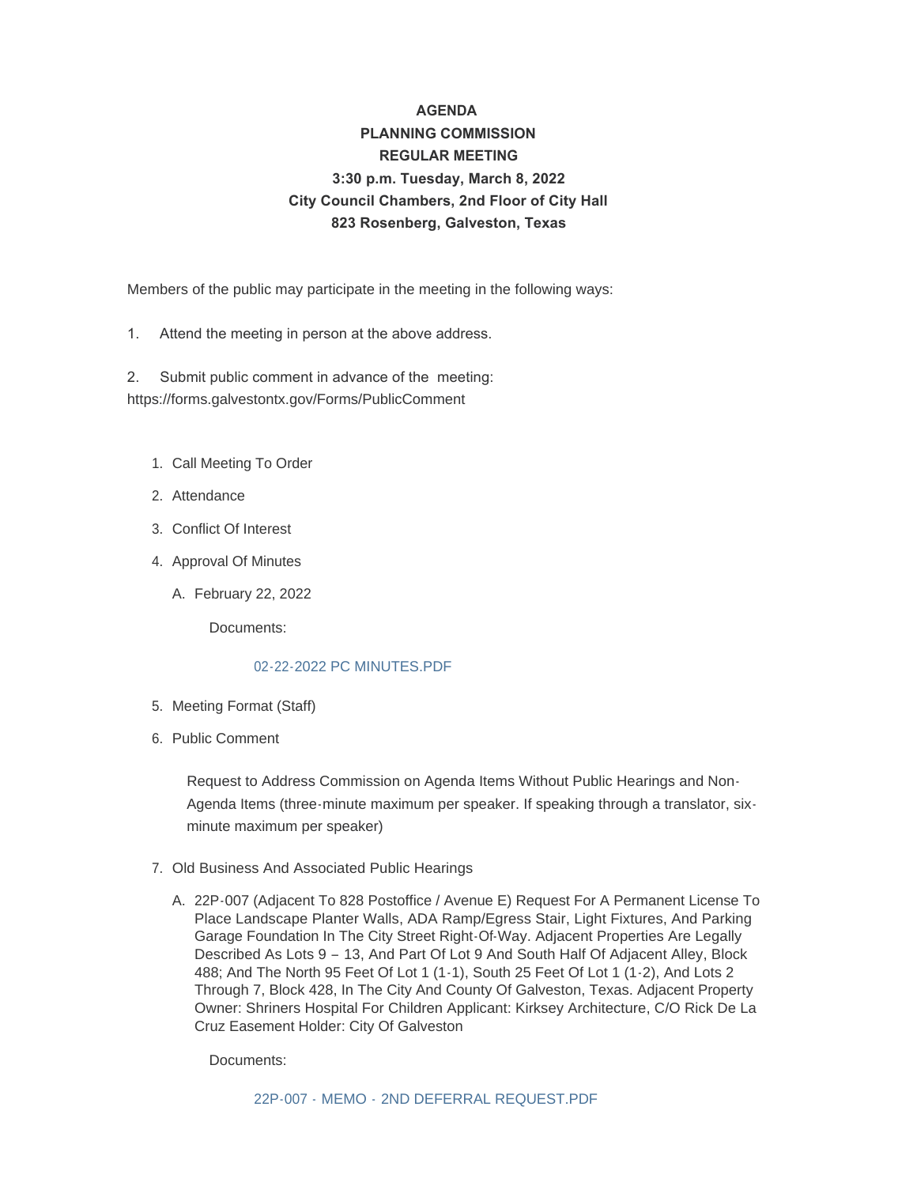**AGENDA**
**PLANNING COMMISSION**
**REGULAR MEETING**
**3:30 p.m. Tuesday, March 8, 2022**
**City Council Chambers, 2nd Floor of City Hall**
**823 Rosenberg, Galveston, Texas**

Members of the public may participate in the meeting in the following ways:

1. Attend the meeting in person at the above address.

2. Submit public comment in advance of the meeting: https://forms.galvestontx.gov/Forms/PublicComment

1. Call Meeting To Order
2. Attendance
3. Conflict Of Interest
4. Approval Of Minutes
   A. February 22, 2022

      Documents:

      02-22-2022 PC MINUTES.PDF

5. Meeting Format (Staff)
6. Public Comment

   Request to Address Commission on Agenda Items Without Public Hearings and Non-Agenda Items (three-minute maximum per speaker. If speaking through a translator, six-minute maximum per speaker)

7. Old Business And Associated Public Hearings
   A. 22P-007 (Adjacent To 828 Postoffice / Avenue E) Request For A Permanent License To Place Landscape Planter Walls, ADA Ramp/Egress Stair, Light Fixtures, And Parking Garage Foundation In The City Street Right-Of-Way. Adjacent Properties Are Legally Described As Lots 9 – 13, And Part Of Lot 9 And South Half Of Adjacent Alley, Block 488; And The North 95 Feet Of Lot 1 (1-1), South 25 Feet Of Lot 1 (1-2), And Lots 2 Through 7, Block 428, In The City And County Of Galveston, Texas. Adjacent Property Owner: Shriners Hospital For Children Applicant: Kirksey Architecture, C/O Rick De La Cruz Easement Holder: City Of Galveston

      Documents:

      22P-007 - MEMO - 2ND DEFERRAL REQUEST.PDF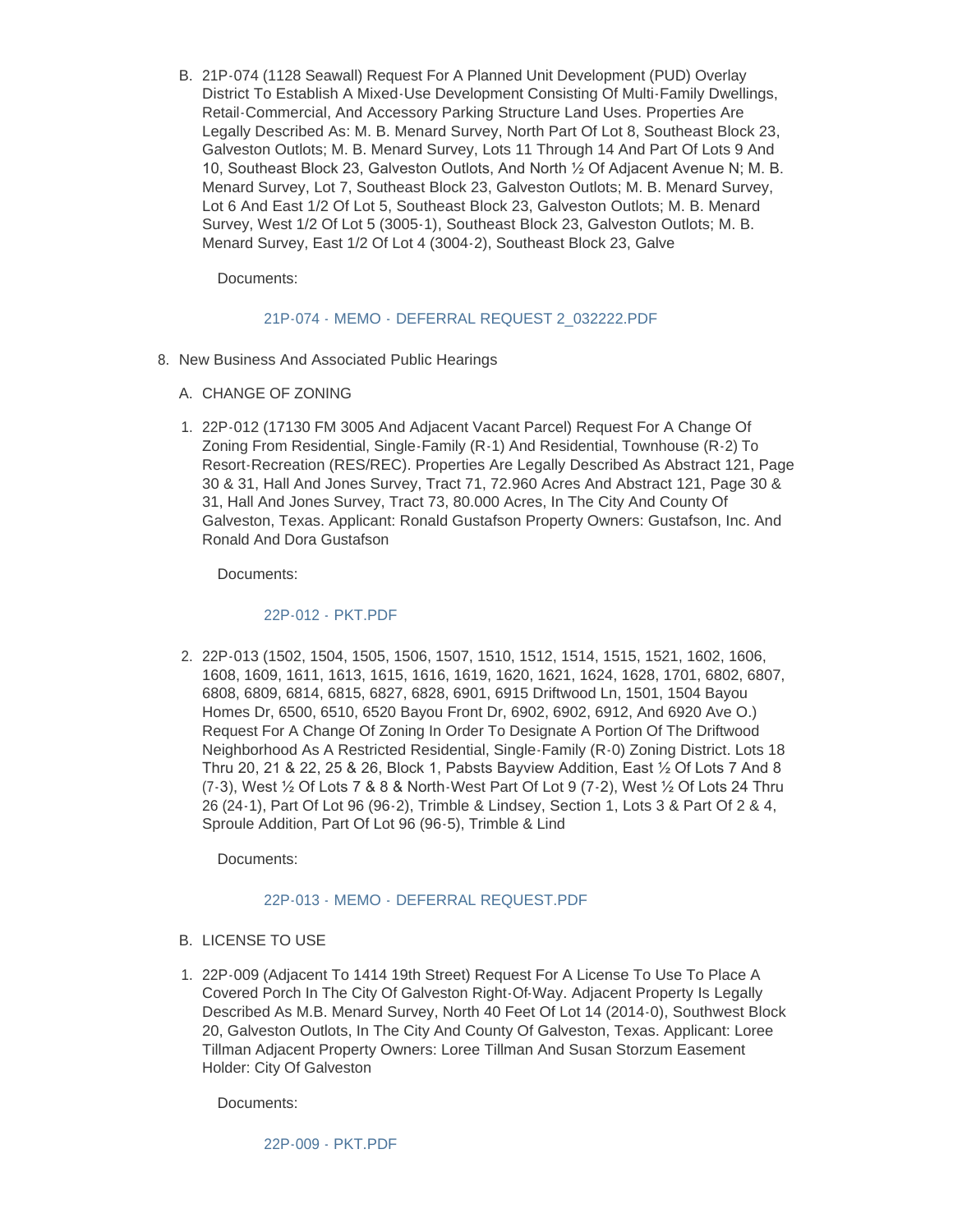B. 21P-074 (1128 Seawall) Request For A Planned Unit Development (PUD) Overlay District To Establish A Mixed-Use Development Consisting Of Multi-Family Dwellings, Retail-Commercial, And Accessory Parking Structure Land Uses. Properties Are Legally Described As: M. B. Menard Survey, North Part Of Lot 8, Southeast Block 23, Galveston Outlots; M. B. Menard Survey, Lots 11 Through 14 And Part Of Lots 9 And 10, Southeast Block 23, Galveston Outlots, And North ½ Of Adjacent Avenue N; M. B. Menard Survey, Lot 7, Southeast Block 23, Galveston Outlots; M. B. Menard Survey, Lot 6 And East 1/2 Of Lot 5, Southeast Block 23, Galveston Outlots; M. B. Menard Survey, West 1/2 Of Lot 5 (3005-1), Southeast Block 23, Galveston Outlots; M. B. Menard Survey, East 1/2 Of Lot 4 (3004-2), Southeast Block 23, Galve

Documents:

21P-074 - MEMO - DEFERRAL REQUEST 2_032222.PDF

8. New Business And Associated Public Hearings

A. CHANGE OF ZONING

1. 22P-012 (17130 FM 3005 And Adjacent Vacant Parcel) Request For A Change Of Zoning From Residential, Single-Family (R-1) And Residential, Townhouse (R-2) To Resort-Recreation (RES/REC). Properties Are Legally Described As Abstract 121, Page 30 & 31, Hall And Jones Survey, Tract 71, 72.960 Acres And Abstract 121, Page 30 & 31, Hall And Jones Survey, Tract 73, 80.000 Acres, In The City And County Of Galveston, Texas. Applicant: Ronald Gustafson Property Owners: Gustafson, Inc. And Ronald And Dora Gustafson

Documents:

22P-012 - PKT.PDF

2. 22P-013 (1502, 1504, 1505, 1506, 1507, 1510, 1512, 1514, 1515, 1521, 1602, 1606, 1608, 1609, 1611, 1613, 1615, 1616, 1619, 1620, 1621, 1624, 1628, 1701, 6802, 6807, 6808, 6809, 6814, 6815, 6827, 6828, 6901, 6915 Driftwood Ln, 1501, 1504 Bayou Homes Dr, 6500, 6510, 6520 Bayou Front Dr, 6902, 6902, 6912, And 6920 Ave O.) Request For A Change Of Zoning In Order To Designate A Portion Of The Driftwood Neighborhood As A Restricted Residential, Single-Family (R-0) Zoning District. Lots 18 Thru 20, 21 & 22, 25 & 26, Block 1, Pabsts Bayview Addition, East ½ Of Lots 7 And 8 (7-3), West ½ Of Lots 7 & 8 & North-West Part Of Lot 9 (7-2), West ½ Of Lots 24 Thru 26 (24-1), Part Of Lot 96 (96-2), Trimble & Lindsey, Section 1, Lots 3 & Part Of 2 & 4, Sproule Addition, Part Of Lot 96 (96-5), Trimble & Lind

Documents:

22P-013 - MEMO - DEFERRAL REQUEST.PDF

B. LICENSE TO USE

1. 22P-009 (Adjacent To 1414 19th Street) Request For A License To Use To Place A Covered Porch In The City Of Galveston Right-Of-Way. Adjacent Property Is Legally Described As M.B. Menard Survey, North 40 Feet Of Lot 14 (2014-0), Southwest Block 20, Galveston Outlots, In The City And County Of Galveston, Texas. Applicant: Loree Tillman Adjacent Property Owners: Loree Tillman And Susan Storzum Easement Holder: City Of Galveston

Documents:

22P-009 - PKT.PDF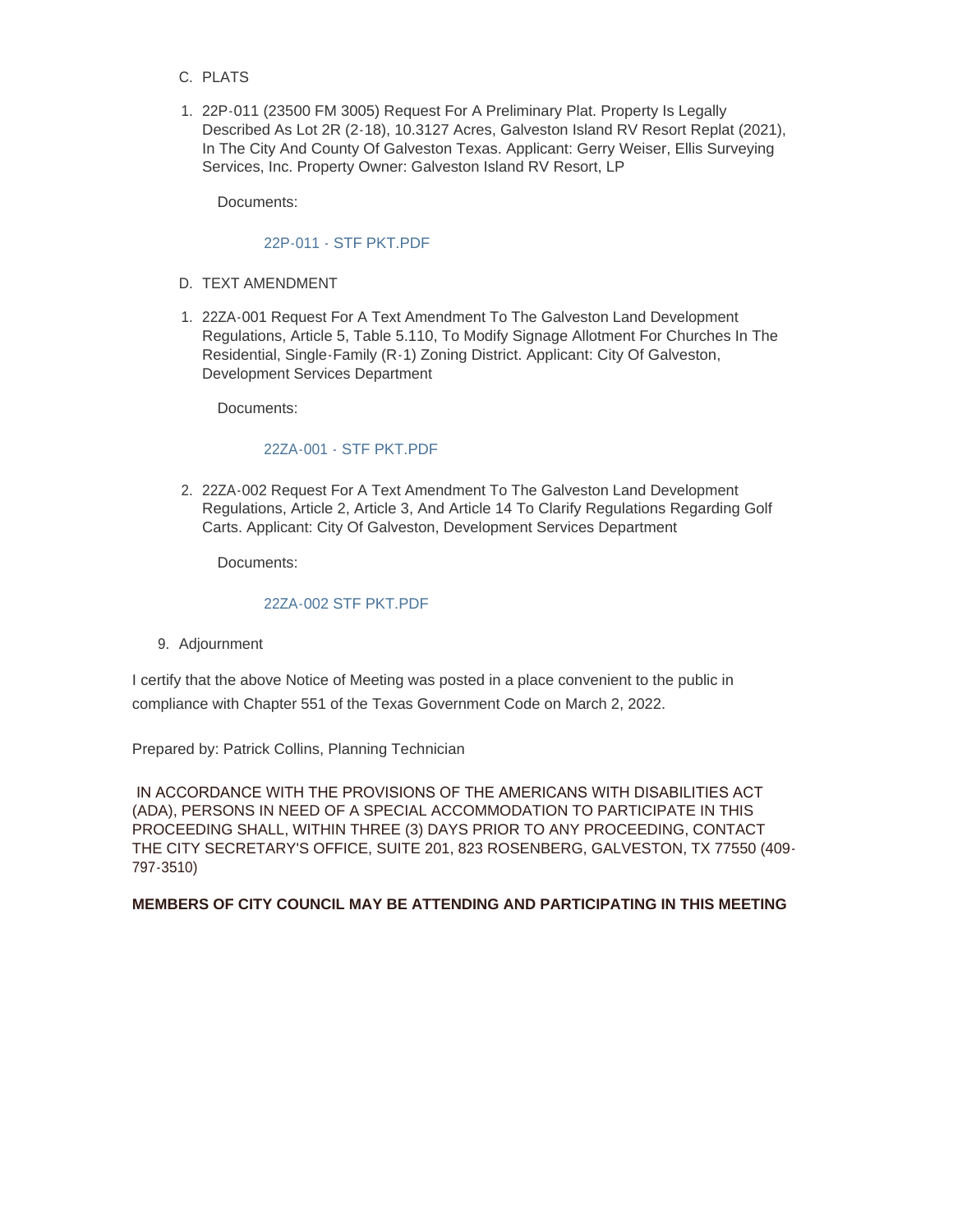C. PLATS

1. 22P-011 (23500 FM 3005) Request For A Preliminary Plat. Property Is Legally Described As Lot 2R (2-18), 10.3127 Acres, Galveston Island RV Resort Replat (2021), In The City And County Of Galveston Texas. Applicant: Gerry Weiser, Ellis Surveying Services, Inc. Property Owner: Galveston Island RV Resort, LP

   Documents:

   22P-011 - STF PKT.PDF

D. TEXT AMENDMENT

1. 22ZA-001 Request For A Text Amendment To The Galveston Land Development Regulations, Article 5, Table 5.110, To Modify Signage Allotment For Churches In The Residential, Single-Family (R-1) Zoning District. Applicant: City Of Galveston, Development Services Department

   Documents:

   22ZA-001 - STF PKT.PDF

2. 22ZA-002 Request For A Text Amendment To The Galveston Land Development Regulations, Article 2, Article 3, And Article 14 To Clarify Regulations Regarding Golf Carts. Applicant: City Of Galveston, Development Services Department

   Documents:

   22ZA-002 STF PKT.PDF

9. Adjournment

I certify that the above Notice of Meeting was posted in a place convenient to the public in compliance with Chapter 551 of the Texas Government Code on March 2, 2022.

Prepared by: Patrick Collins, Planning Technician

IN ACCORDANCE WITH THE PROVISIONS OF THE AMERICANS WITH DISABILITIES ACT (ADA), PERSONS IN NEED OF A SPECIAL ACCOMMODATION TO PARTICIPATE IN THIS PROCEEDING SHALL, WITHIN THREE (3) DAYS PRIOR TO ANY PROCEEDING, CONTACT THE CITY SECRETARY'S OFFICE, SUITE 201, 823 ROSENBERG, GALVESTON, TX 77550 (409-797-3510)

**MEMBERS OF CITY COUNCIL MAY BE ATTENDING AND PARTICIPATING IN THIS MEETING**